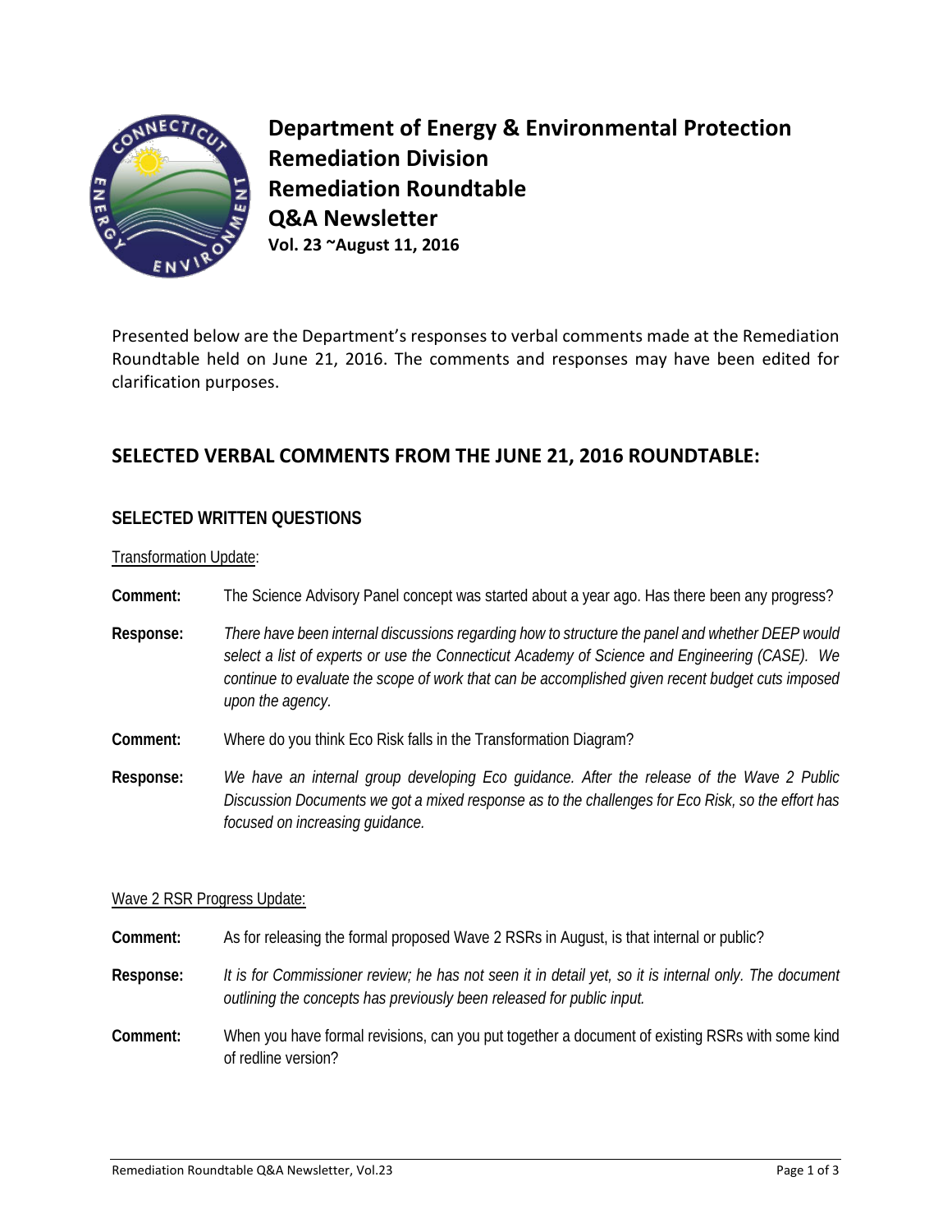# Department of Energy & Environmental Protection
# Remediation Division
# Remediation Roundtable
# Q&A Newsletter

**Vol. 23 ~August 11, 2016**

Presented below are the Department's responses to verbal comments made at the Remediation Roundtable held on June 21, 2016. The comments and responses may have been edited for clarification purposes.

## SELECTED VERBAL COMMENTS FROM THE JUNE 21, 2016 ROUNDTABLE:

### SELECTED WRITTEN QUESTIONS

Transformation Update:

**Comment:** The Science Advisory Panel concept was started about a year ago. Has there been any progress?

**Response:** *There have been internal discussions regarding how to structure the panel and whether DEEP would select a list of experts or use the Connecticut Academy of Science and Engineering (CASE). We continue to evaluate the scope of work that can be accomplished given recent budget cuts imposed upon the agency.*

**Comment:** Where do you think Eco Risk falls in the Transformation Diagram?

**Response:** *We have an internal group developing Eco guidance. After the release of the Wave 2 Public Discussion Documents we got a mixed response as to the challenges for Eco Risk, so the effort has focused on increasing guidance.*

Wave 2 RSR Progress Update:

**Comment:** As for releasing the formal proposed Wave 2 RSRs in August, is that internal or public?

**Response:** *It is for Commissioner review; he has not seen it in detail yet, so it is internal only. The document outlining the concepts has previously been released for public input.*

**Comment:** When you have formal revisions, can you put together a document of existing RSRs with some kind of redline version?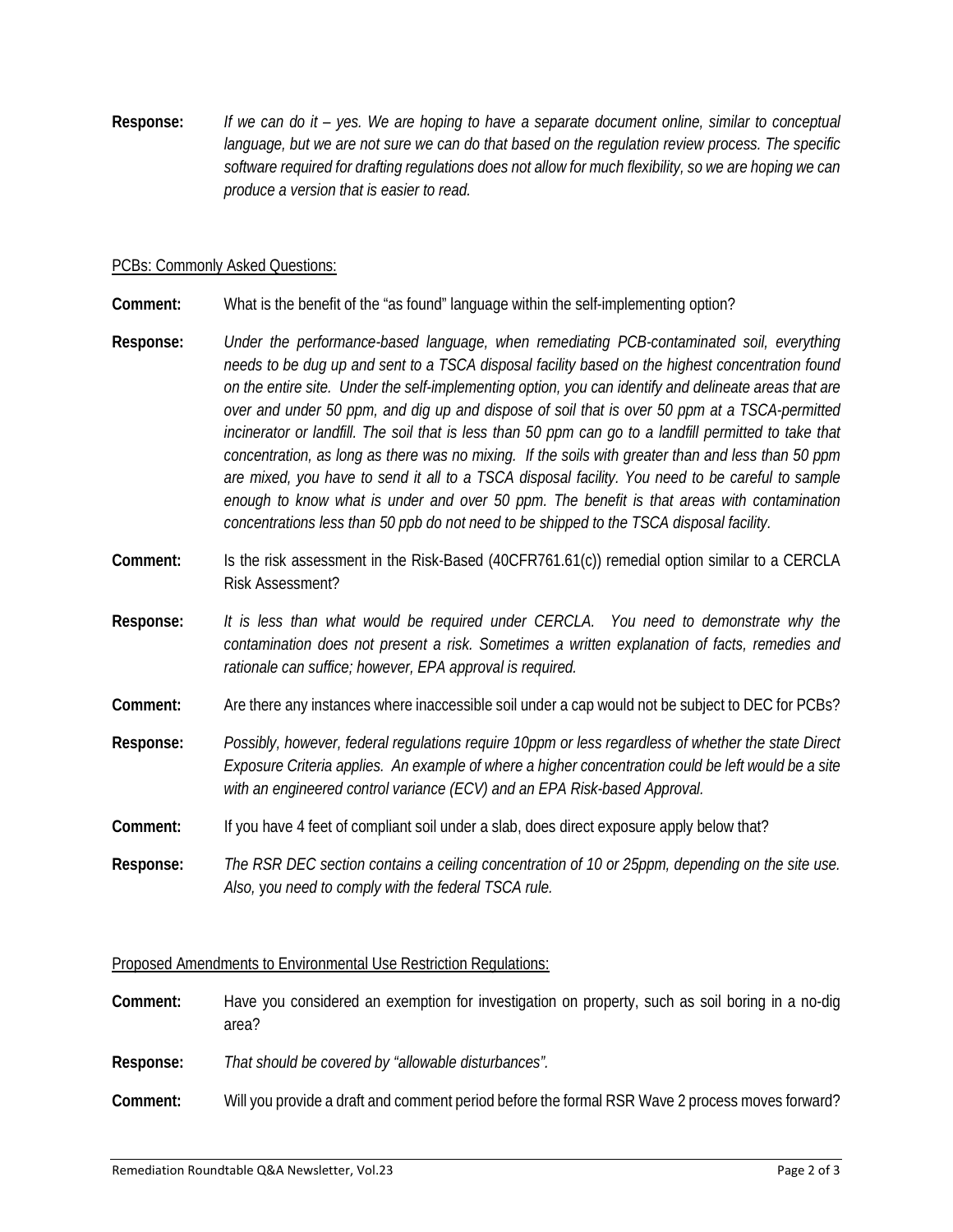**Response:** *If we can do it – yes. We are hoping to have a separate document online, similar to conceptual language, but we are not sure we can do that based on the regulation review process. The specific software required for drafting regulations does not allow for much flexibility, so we are hoping we can produce a version that is easier to read.*

PCBs: Commonly Asked Questions:

**Comment:** What is the benefit of the "as found" language within the self-implementing option?

**Response:** *Under the performance-based language, when remediating PCB-contaminated soil, everything needs to be dug up and sent to a TSCA disposal facility based on the highest concentration found on the entire site. Under the self-implementing option, you can identify and delineate areas that are over and under 50 ppm, and dig up and dispose of soil that is over 50 ppm at a TSCA-permitted incinerator or landfill. The soil that is less than 50 ppm can go to a landfill permitted to take that concentration, as long as there was no mixing. If the soils with greater than and less than 50 ppm are mixed, you have to send it all to a TSCA disposal facility. You need to be careful to sample enough to know what is under and over 50 ppm. The benefit is that areas with contamination concentrations less than 50 ppb do not need to be shipped to the TSCA disposal facility.*

**Comment:** Is the risk assessment in the Risk-Based (40CFR761.61(c)) remedial option similar to a CERCLA Risk Assessment?

**Response:** *It is less than what would be required under CERCLA. You need to demonstrate why the contamination does not present a risk. Sometimes a written explanation of facts, remedies and rationale can suffice; however, EPA approval is required.*

**Comment:** Are there any instances where inaccessible soil under a cap would not be subject to DEC for PCBs?

**Response:** *Possibly, however, federal regulations require 10ppm or less regardless of whether the state Direct Exposure Criteria applies. An example of where a higher concentration could be left would be a site with an engineered control variance (ECV) and an EPA Risk-based Approval.*

**Comment:** If you have 4 feet of compliant soil under a slab, does direct exposure apply below that?

**Response:** *The RSR DEC section contains a ceiling concentration of 10 or 25ppm, depending on the site use. Also, you need to comply with the federal TSCA rule.*

Proposed Amendments to Environmental Use Restriction Regulations:

**Comment:** Have you considered an exemption for investigation on property, such as soil boring in a no-dig area?

**Response:** *That should be covered by "allowable disturbances".*

**Comment:** Will you provide a draft and comment period before the formal RSR Wave 2 process moves forward?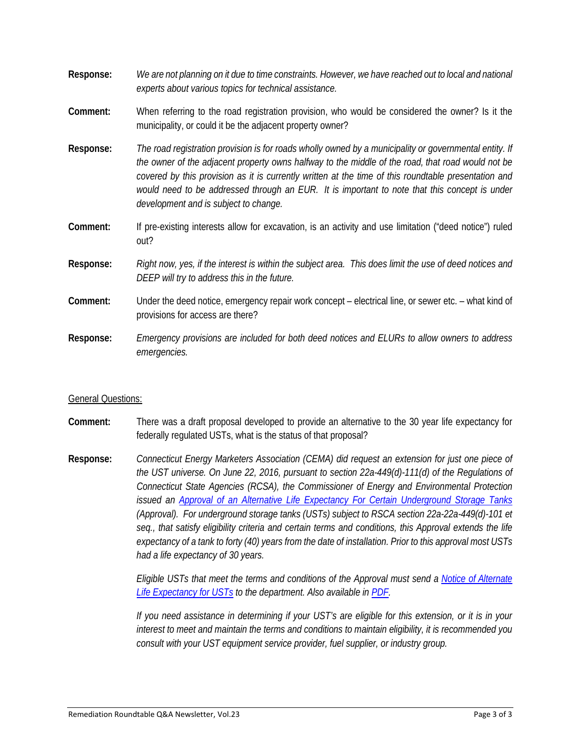**Response:** *We are not planning on it due to time constraints. However, we have reached out to local and national experts about various topics for technical assistance.*

**Comment:** When referring to the road registration provision, who would be considered the owner? Is it the municipality, or could it be the adjacent property owner?

**Response:** *The road registration provision is for roads wholly owned by a municipality or governmental entity. If the owner of the adjacent property owns halfway to the middle of the road, that road would not be covered by this provision as it is currently written at the time of this roundtable presentation and would need to be addressed through an EUR. It is important to note that this concept is under development and is subject to change.*

**Comment:** If pre-existing interests allow for excavation, is an activity and use limitation ("deed notice") ruled out?

**Response:** *Right now, yes, if the interest is within the subject area. This does limit the use of deed notices and DEEP will try to address this in the future.*

**Comment:** Under the deed notice, emergency repair work concept – electrical line, or sewer etc. – what kind of provisions for access are there?

**Response:** *Emergency provisions are included for both deed notices and ELURs to allow owners to address emergencies.*

General Questions:

**Comment:** There was a draft proposal developed to provide an alternative to the 30 year life expectancy for federally regulated USTs, what is the status of that proposal?

**Response:** *Connecticut Energy Marketers Association (CEMA) did request an extension for just one piece of the UST universe. On June 22, 2016, pursuant to section 22a-449(d)-111(d) of the Regulations of Connecticut State Agencies (RCSA), the Commissioner of Energy and Environmental Protection issued an [Approval of an Alternative Life Expectancy For Certain Underground Storage Tanks]() (Approval). For underground storage tanks (USTs) subject to RSCA section 22a-22a-449(d)-101 et seq., that satisfy eligibility criteria and certain terms and conditions, this Approval extends the life expectancy of a tank to forty (40) years from the date of installation. Prior to this approval most USTs had a life expectancy of 30 years.*

*Eligible USTs that meet the terms and conditions of the Approval must send a [Notice of Alternate Life Expectancy for USTs]() to the department. Also available in [PDF]().*

*If you need assistance in determining if your UST's are eligible for this extension, or it is in your interest to meet and maintain the terms and conditions to maintain eligibility, it is recommended you consult with your UST equipment service provider, fuel supplier, or industry group.*